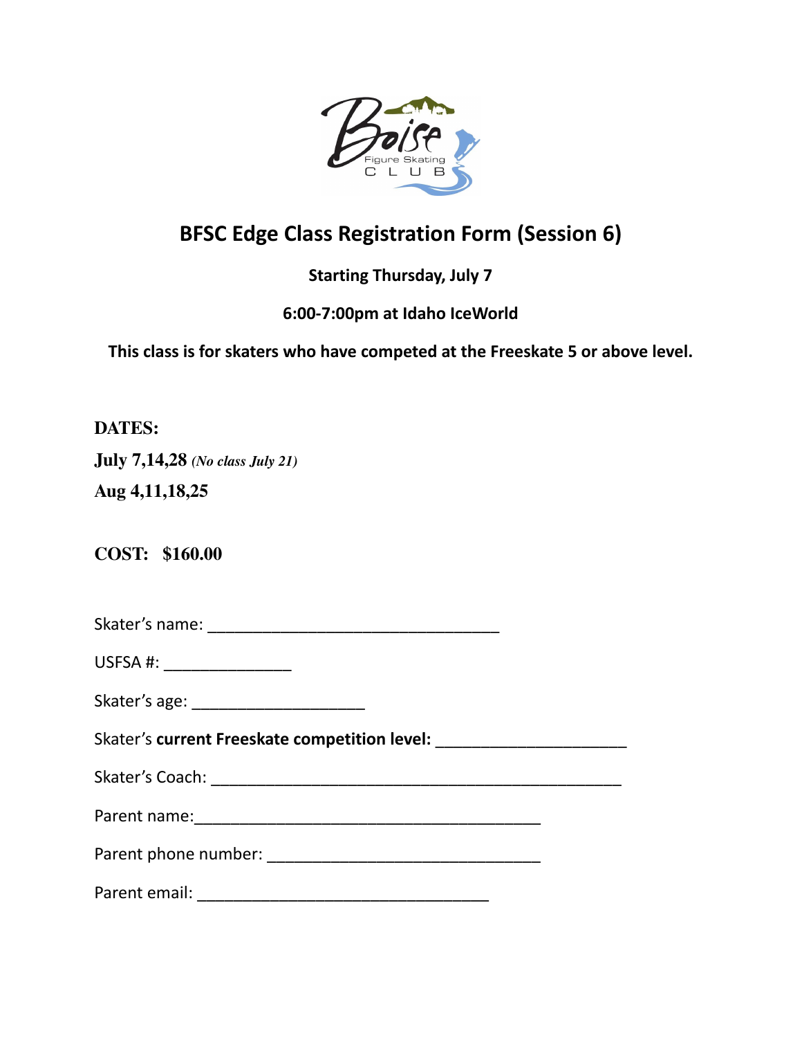# BFSC Edge Class Registration Form (Session 6)

**Starting Thursday, July 7**

**6:00-7:00pm at Idaho IceWorld**

**This class is for skaters who have competed at the Freeskate 5 or above level.**

**DATES:**

**July 7,14,28** ***(No class July 21)***

**Aug 4,11,18,25**

**COST: $160.00**

Skater's name: ________________________________

USFSA #: ______________

Skater's age: ___________________

Skater's **current Freeskate competition level:** _____________________

Skater's Coach: ______________________________________________

Parent name:______________________________________

Parent phone number: ______________________________

Parent email: ________________________________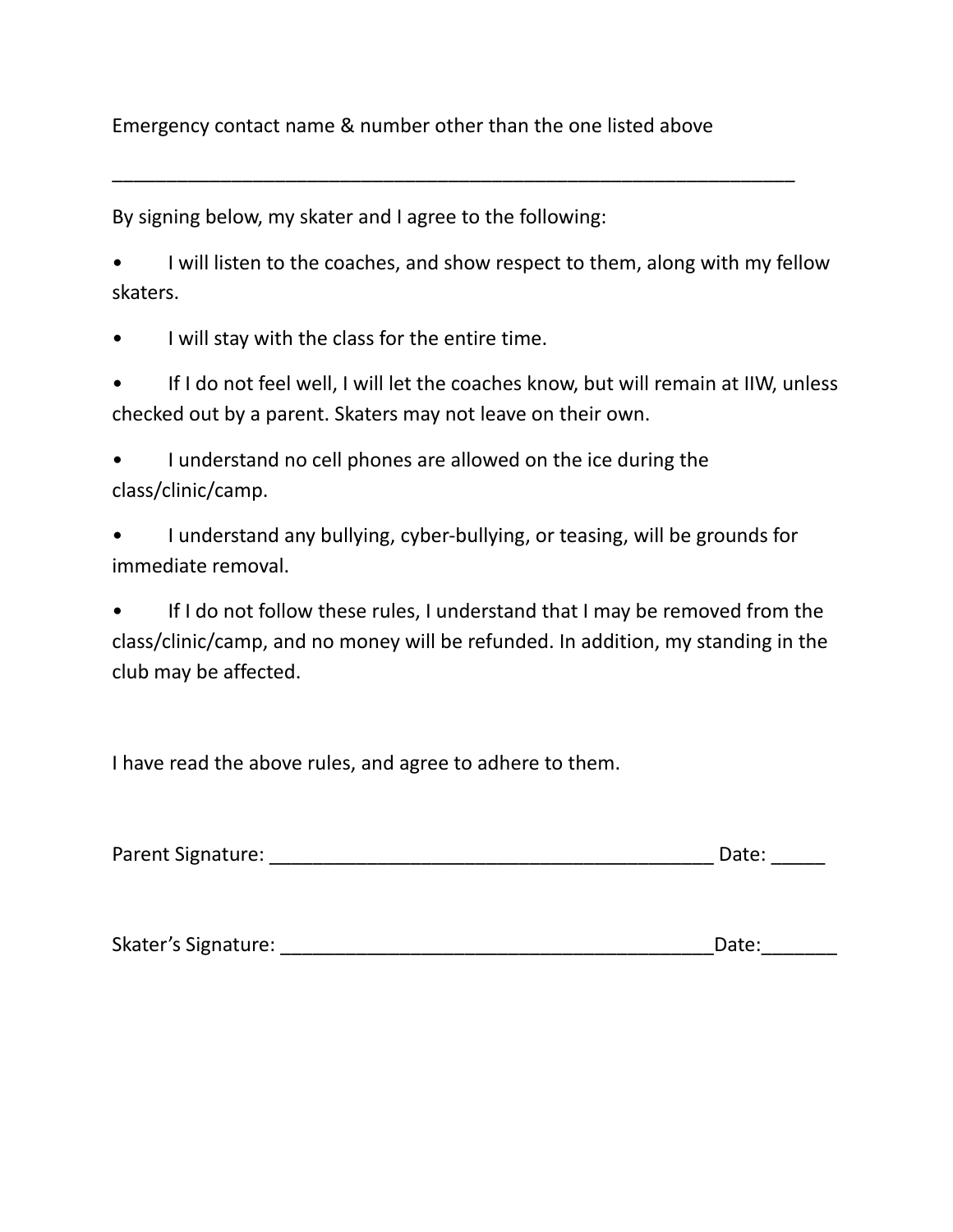Emergency contact name & number other than the one listed above

_________________________________________________________________

By signing below, my skater and I agree to the following:

- I will listen to the coaches, and show respect to them, along with my fellow skaters.
- I will stay with the class for the entire time.
- If I do not feel well, I will let the coaches know, but will remain at IIW, unless checked out by a parent. Skaters may not leave on their own.
- I understand no cell phones are allowed on the ice during the class/clinic/camp.
- I understand any bullying, cyber-bullying, or teasing, will be grounds for immediate removal.
- If I do not follow these rules, I understand that I may be removed from the class/clinic/camp, and no money will be refunded. In addition, my standing in the club may be affected.

I have read the above rules, and agree to adhere to them.

Parent Signature: __________________________________________ Date: _____

Skater's Signature: _________________________________________Date:_______